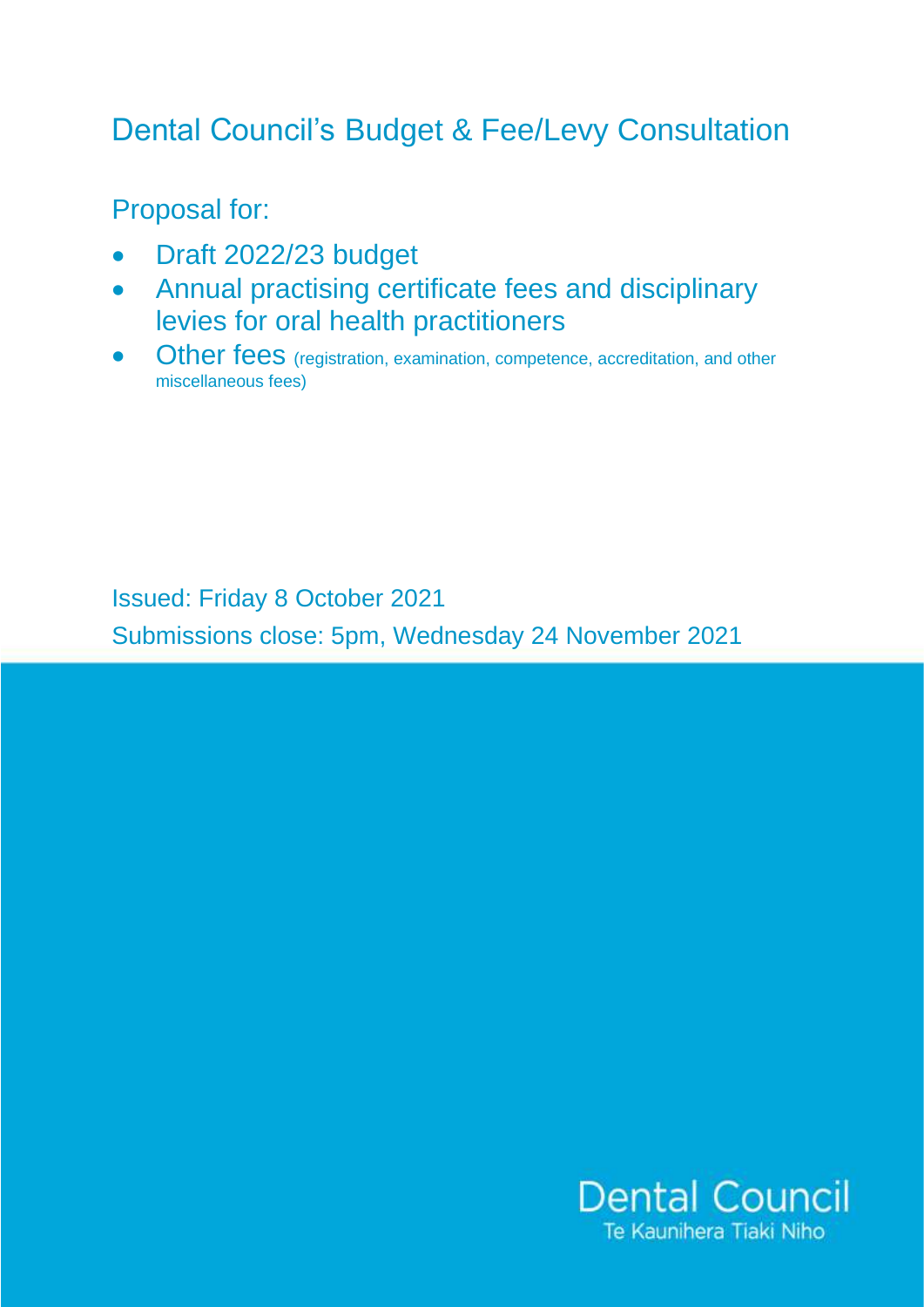# Dental Council's Budget & Fee/Levy Consultation

## Proposal for:

- Draft 2022/23 budget
- Annual practising certificate fees and disciplinary levies for oral health practitioners
- Other fees (registration, examination, competence, accreditation, and other miscellaneous fees)

Issued: Friday 8 October 2021

Submissions close: 5pm, Wednesday 24 November 2021

Dental Council
Te Kaunihera Tiaki Niho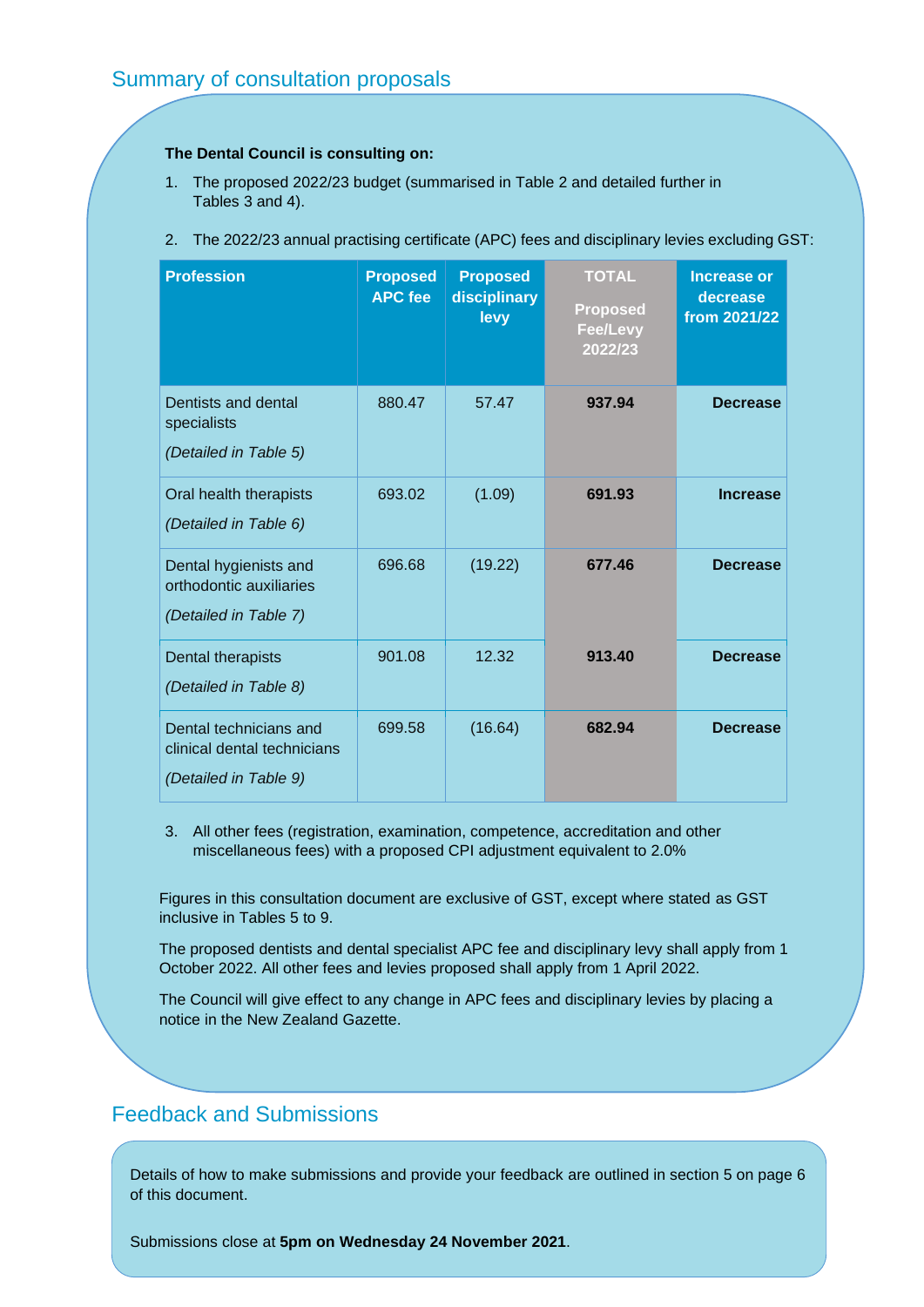## Summary of consultation proposals

**The Dental Council is consulting on:**

1. The proposed 2022/23 budget (summarised in Table 2 and detailed further in Tables 3 and 4).
2. The 2022/23 annual practising certificate (APC) fees and disciplinary levies excluding GST:

| Profession | Proposed APC fee | Proposed disciplinary levy | TOTAL Proposed Fee/Levy 2022/23 | Increase or decrease from 2021/22 |
|---|---|---|---|---|
| Dentists and dental specialists *(Detailed in Table 5)* | 880.47 | 57.47 | **937.94** | **Decrease** |
| Oral health therapists *(Detailed in Table 6)* | 693.02 | (1.09) | **691.93** | **Increase** |
| Dental hygienists and orthodontic auxiliaries *(Detailed in Table 7)* | 696.68 | (19.22) | **677.46** | **Decrease** |
| Dental therapists *(Detailed in Table 8)* | 901.08 | 12.32 | **913.40** | **Decrease** |
| Dental technicians and clinical dental technicians *(Detailed in Table 9)* | 699.58 | (16.64) | **682.94** | **Decrease** |

3. All other fees (registration, examination, competence, accreditation and other miscellaneous fees) with a proposed CPI adjustment equivalent to 2.0%

Figures in this consultation document are exclusive of GST, except where stated as GST inclusive in Tables 5 to 9.

The proposed dentists and dental specialist APC fee and disciplinary levy shall apply from 1 October 2022. All other fees and levies proposed shall apply from 1 April 2022.

The Council will give effect to any change in APC fees and disciplinary levies by placing a notice in the New Zealand Gazette.

## Feedback and Submissions

Details of how to make submissions and provide your feedback are outlined in section 5 on page 6 of this document.

Submissions close at **5pm on Wednesday 24 November 2021**.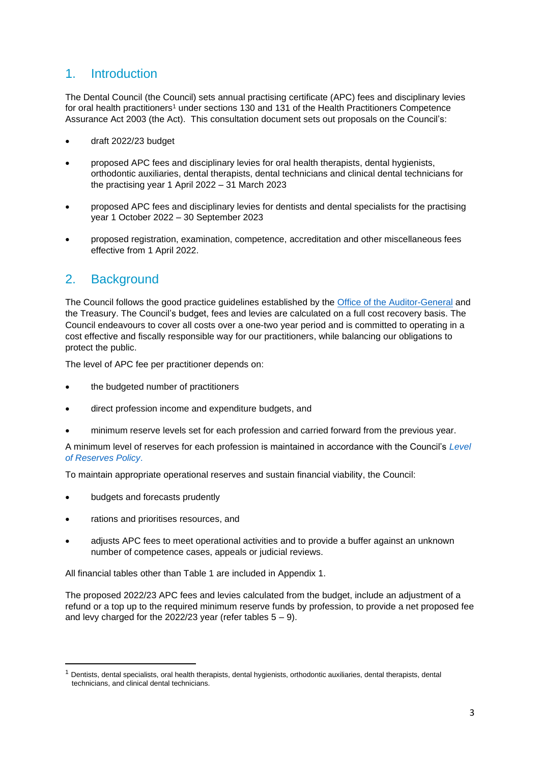## 1. Introduction

The Dental Council (the Council) sets annual practising certificate (APC) fees and disciplinary levies for oral health practitioners[1] under sections 130 and 131 of the Health Practitioners Competence Assurance Act 2003 (the Act). This consultation document sets out proposals on the Council's:

- draft 2022/23 budget
- proposed APC fees and disciplinary levies for oral health therapists, dental hygienists, orthodontic auxiliaries, dental therapists, dental technicians and clinical dental technicians for the practising year 1 April 2022 – 31 March 2023
- proposed APC fees and disciplinary levies for dentists and dental specialists for the practising year 1 October 2022 – 30 September 2023
- proposed registration, examination, competence, accreditation and other miscellaneous fees effective from 1 April 2022.

## 2. Background

The Council follows the good practice guidelines established by the Office of the Auditor-General and the Treasury. The Council's budget, fees and levies are calculated on a full cost recovery basis. The Council endeavours to cover all costs over a one-two year period and is committed to operating in a cost effective and fiscally responsible way for our practitioners, while balancing our obligations to protect the public.

The level of APC fee per practitioner depends on:

- the budgeted number of practitioners
- direct profession income and expenditure budgets, and
- minimum reserve levels set for each profession and carried forward from the previous year.

A minimum level of reserves for each profession is maintained in accordance with the Council's *Level of Reserves Policy*.

To maintain appropriate operational reserves and sustain financial viability, the Council:

- budgets and forecasts prudently
- rations and prioritises resources, and
- adjusts APC fees to meet operational activities and to provide a buffer against an unknown number of competence cases, appeals or judicial reviews.

All financial tables other than Table 1 are included in Appendix 1.

The proposed 2022/23 APC fees and levies calculated from the budget, include an adjustment of a refund or a top up to the required minimum reserve funds by profession, to provide a net proposed fee and levy charged for the 2022/23 year (refer tables 5 – 9).

---

[1] Dentists, dental specialists, oral health therapists, dental hygienists, orthodontic auxiliaries, dental therapists, dental technicians, and clinical dental technicians.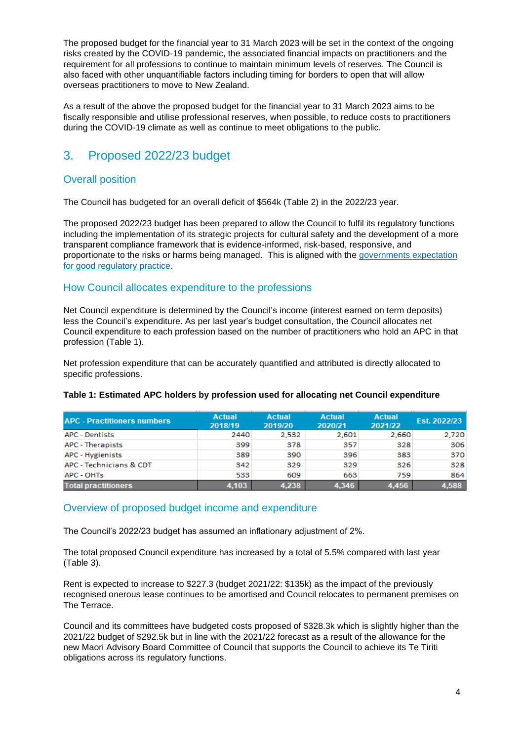The proposed budget for the financial year to 31 March 2023 will be set in the context of the ongoing risks created by the COVID-19 pandemic, the associated financial impacts on practitioners and the requirement for all professions to continue to maintain minimum levels of reserves. The Council is also faced with other unquantifiable factors including timing for borders to open that will allow overseas practitioners to move to New Zealand.

As a result of the above the proposed budget for the financial year to 31 March 2023 aims to be fiscally responsible and utilise professional reserves, when possible, to reduce costs to practitioners during the COVID-19 climate as well as continue to meet obligations to the public.

## 3. Proposed 2022/23 budget

### Overall position

The Council has budgeted for an overall deficit of $564k (Table 2) in the 2022/23 year.

The proposed 2022/23 budget has been prepared to allow the Council to fulfil its regulatory functions including the implementation of its strategic projects for cultural safety and the development of a more transparent compliance framework that is evidence-informed, risk-based, responsive, and proportionate to the risks or harms being managed. This is aligned with the governments expectation for good regulatory practice.

### How Council allocates expenditure to the professions

Net Council expenditure is determined by the Council's income (interest earned on term deposits) less the Council's expenditure. As per last year's budget consultation, the Council allocates net Council expenditure to each profession based on the number of practitioners who hold an APC in that profession (Table 1).

Net profession expenditure that can be accurately quantified and attributed is directly allocated to specific professions.

**Table 1: Estimated APC holders by profession used for allocating net Council expenditure**

| APC - Practitioners numbers | Actual 2018/19 | Actual 2019/20 | Actual 2020/21 | Actual 2021/22 | Est. 2022/23 |
|---|---|---|---|---|---|
| APC - Dentists | 2440 | 2,532 | 2,601 | 2,660 | 2,720 |
| APC - Therapists | 399 | 378 | 357 | 328 | 306 |
| APC - Hygienists | 389 | 390 | 396 | 383 | 370 |
| APC - Technicians & CDT | 342 | 329 | 329 | 326 | 328 |
| APC - OHTs | 533 | 609 | 663 | 759 | 864 |
| **Total practitioners** | **4,103** | **4,238** | **4,346** | **4,456** | **4,588** |

### Overview of proposed budget income and expenditure

The Council's 2022/23 budget has assumed an inflationary adjustment of 2%.

The total proposed Council expenditure has increased by a total of 5.5% compared with last year (Table 3).

Rent is expected to increase to $227.3 (budget 2021/22: $135k) as the impact of the previously recognised onerous lease continues to be amortised and Council relocates to permanent premises on The Terrace.

Council and its committees have budgeted costs proposed of $328.3k which is slightly higher than the 2021/22 budget of $292.5k but in line with the 2021/22 forecast as a result of the allowance for the new Maori Advisory Board Committee of Council that supports the Council to achieve its Te Tiriti obligations across its regulatory functions.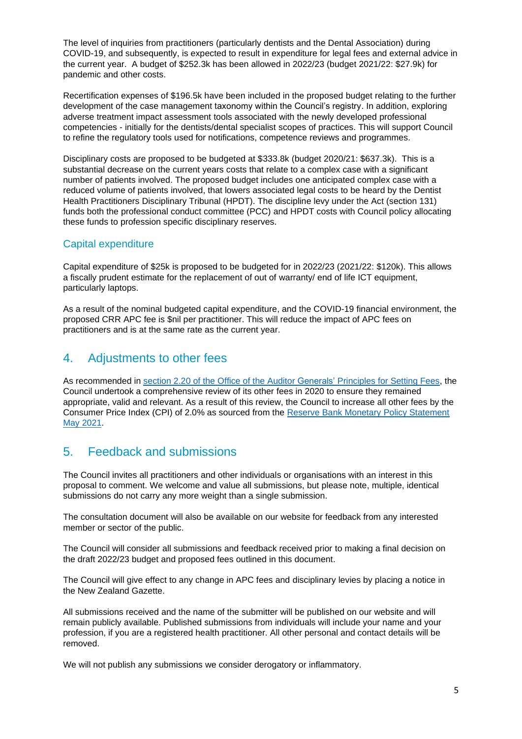The level of inquiries from practitioners (particularly dentists and the Dental Association) during COVID-19, and subsequently, is expected to result in expenditure for legal fees and external advice in the current year. A budget of $252.3k has been allowed in 2022/23 (budget 2021/22: $27.9k) for pandemic and other costs.

Recertification expenses of $196.5k have been included in the proposed budget relating to the further development of the case management taxonomy within the Council's registry. In addition, exploring adverse treatment impact assessment tools associated with the newly developed professional competencies - initially for the dentists/dental specialist scopes of practices. This will support Council to refine the regulatory tools used for notifications, competence reviews and programmes.

Disciplinary costs are proposed to be budgeted at $333.8k (budget 2020/21: $637.3k). This is a substantial decrease on the current years costs that relate to a complex case with a significant number of patients involved. The proposed budget includes one anticipated complex case with a reduced volume of patients involved, that lowers associated legal costs to be heard by the Dentist Health Practitioners Disciplinary Tribunal (HPDT). The discipline levy under the Act (section 131) funds both the professional conduct committee (PCC) and HPDT costs with Council policy allocating these funds to profession specific disciplinary reserves.

### Capital expenditure

Capital expenditure of $25k is proposed to be budgeted for in 2022/23 (2021/22: $120k). This allows a fiscally prudent estimate for the replacement of out of warranty/ end of life ICT equipment, particularly laptops.

As a result of the nominal budgeted capital expenditure, and the COVID-19 financial environment, the proposed CRR APC fee is $nil per practitioner. This will reduce the impact of APC fees on practitioners and is at the same rate as the current year.

## 4. Adjustments to other fees

As recommended in [section 2.20 of the Office of the Auditor Generals' Principles for Setting Fees](), the Council undertook a comprehensive review of its other fees in 2020 to ensure they remained appropriate, valid and relevant. As a result of this review, the Council to increase all other fees by the Consumer Price Index (CPI) of 2.0% as sourced from the [Reserve Bank Monetary Policy Statement May 2021]().

## 5. Feedback and submissions

The Council invites all practitioners and other individuals or organisations with an interest in this proposal to comment. We welcome and value all submissions, but please note, multiple, identical submissions do not carry any more weight than a single submission.

The consultation document will also be available on our website for feedback from any interested member or sector of the public.

The Council will consider all submissions and feedback received prior to making a final decision on the draft 2022/23 budget and proposed fees outlined in this document.

The Council will give effect to any change in APC fees and disciplinary levies by placing a notice in the New Zealand Gazette.

All submissions received and the name of the submitter will be published on our website and will remain publicly available. Published submissions from individuals will include your name and your profession, if you are a registered health practitioner. All other personal and contact details will be removed.

We will not publish any submissions we consider derogatory or inflammatory.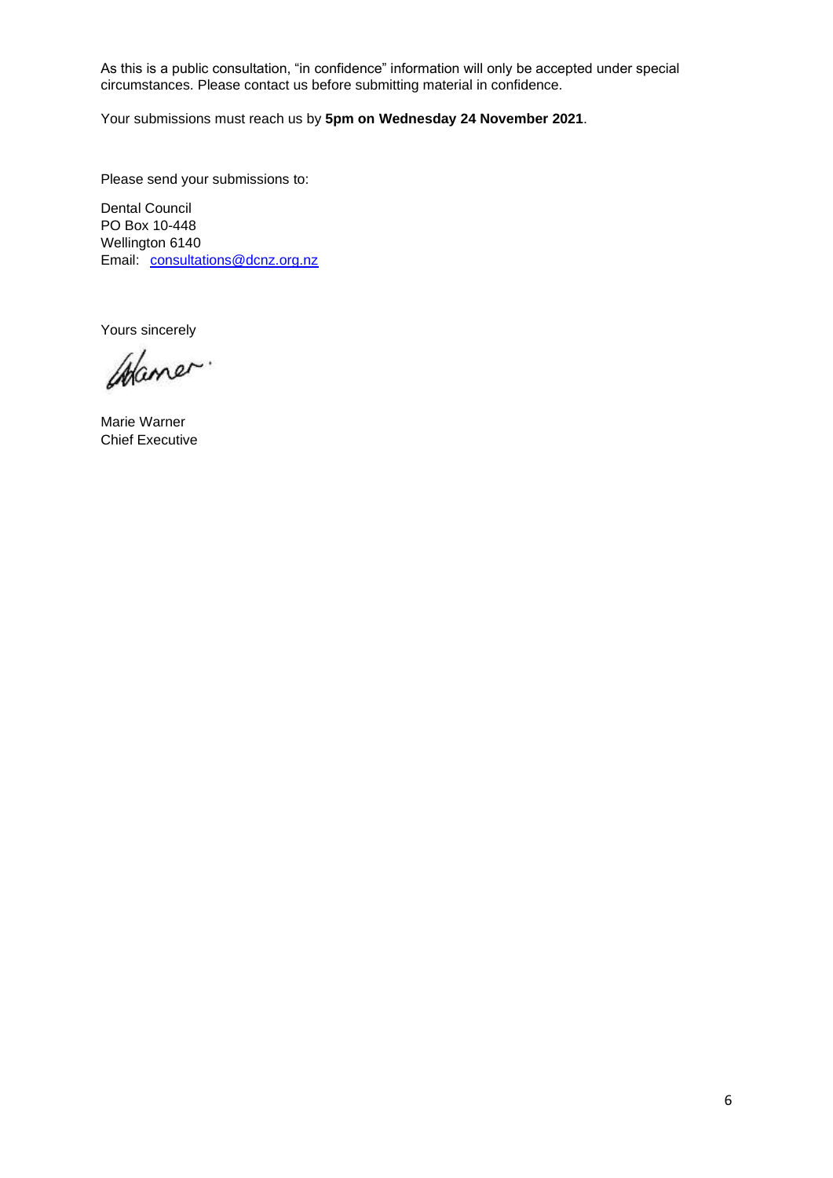As this is a public consultation, "in confidence" information will only be accepted under special circumstances. Please contact us before submitting material in confidence.

Your submissions must reach us by **5pm on Wednesday 24 November 2021**.

Please send your submissions to:

Dental Council  
PO Box 10-448  
Wellington 6140  
Email: consultations@dcnz.org.nz

Yours sincerely

Marie Warner  
Chief Executive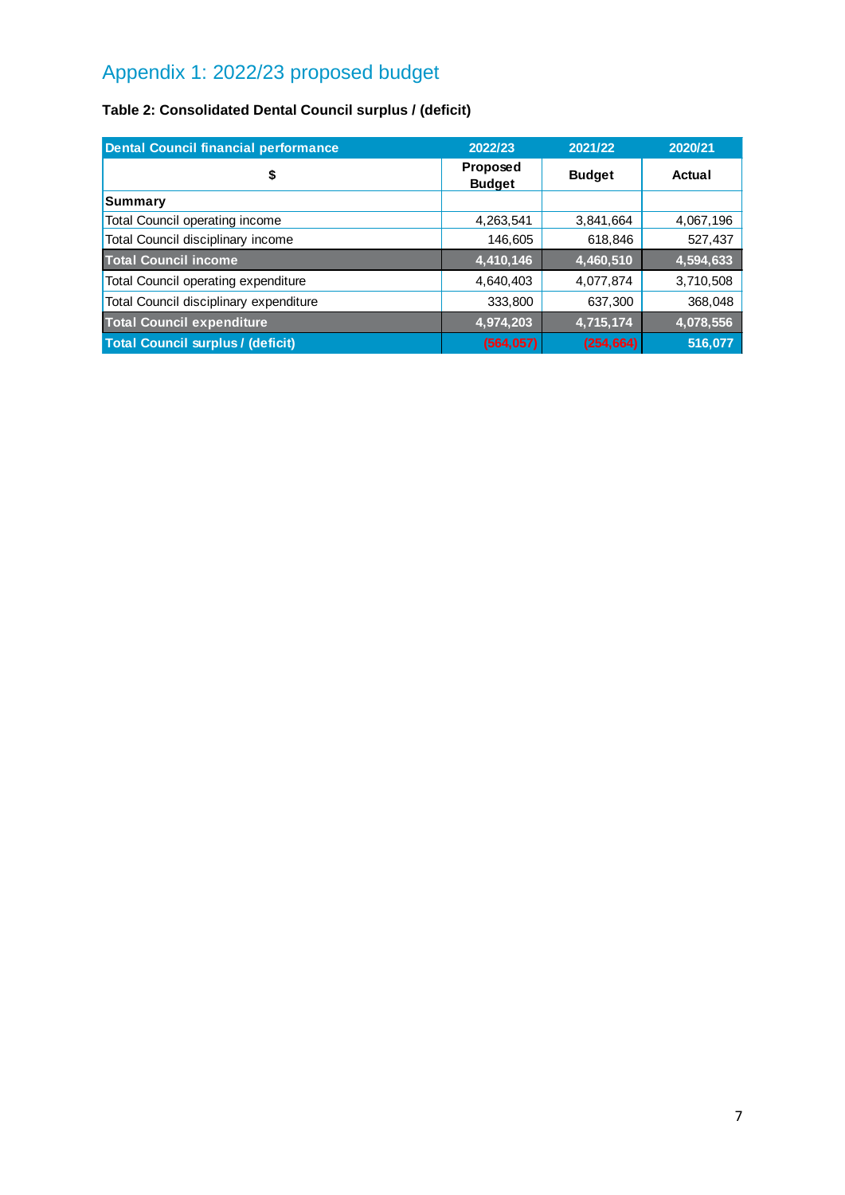# Appendix 1: 2022/23 proposed budget

**Table 2: Consolidated Dental Council surplus / (deficit)**

| Dental Council financial performance | 2022/23 | 2021/22 | 2020/21 |
|---|---|---|---|
| $ | Proposed Budget | Budget | Actual |
| **Summary** | | | |
| Total Council operating income | 4,263,541 | 3,841,664 | 4,067,196 |
| Total Council disciplinary income | 146,605 | 618,846 | 527,437 |
| **Total Council income** | **4,410,146** | **4,460,510** | **4,594,633** |
| Total Council operating expenditure | 4,640,403 | 4,077,874 | 3,710,508 |
| Total Council disciplinary expenditure | 333,800 | 637,300 | 368,048 |
| **Total Council expenditure** | **4,974,203** | **4,715,174** | **4,078,556** |
| **Total Council surplus / (deficit)** | **(564,057)** | **(254,664)** | **516,077** |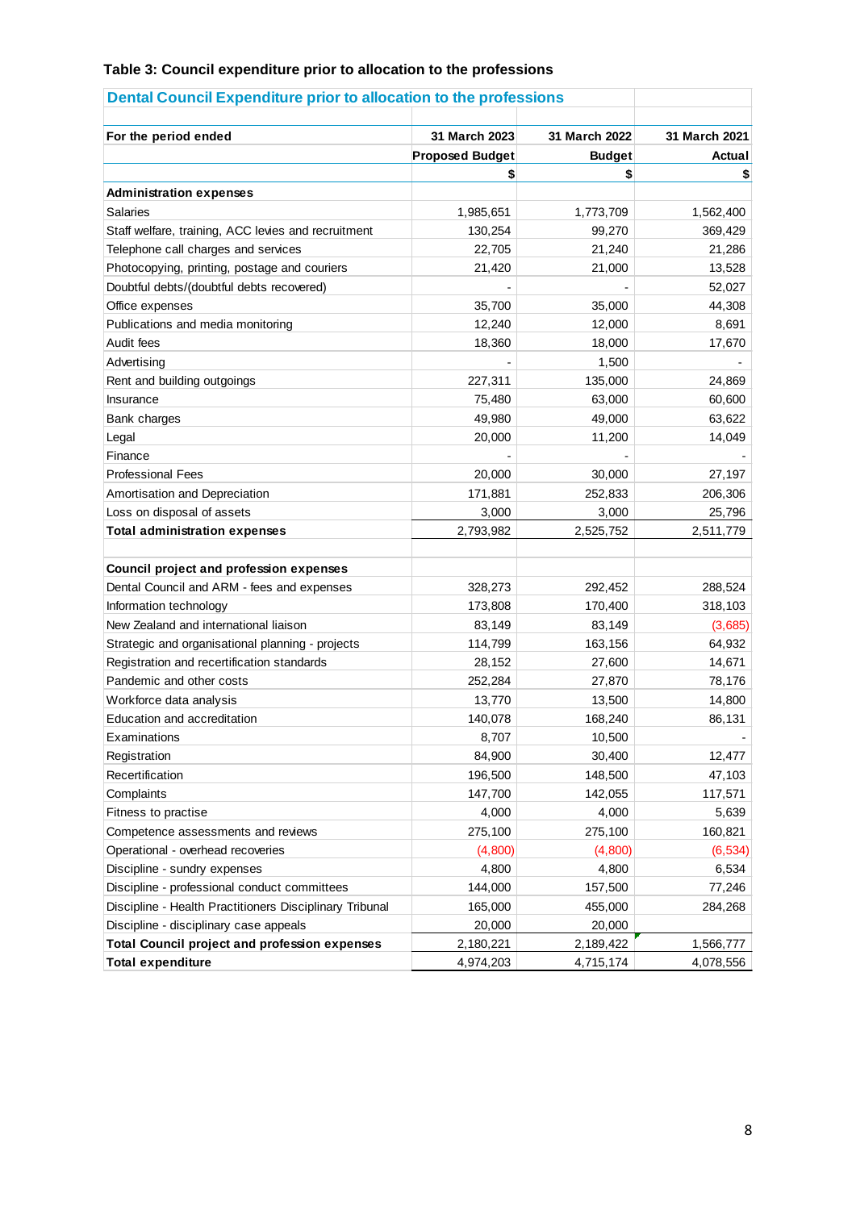### Table 3: Council expenditure prior to allocation to the professions

| Dental Council Expenditure prior to allocation to the professions | | | |
|---|---|---|---|
| **For the period ended** | **31 March 2023** | **31 March 2022** | **31 March 2021** |
| | **Proposed Budget** | **Budget** | **Actual** |
| | **$** | **$** | **$** |
| **Administration expenses** | | | |
| Salaries | 1,985,651 | 1,773,709 | 1,562,400 |
| Staff welfare, training, ACC levies and recruitment | 130,254 | 99,270 | 369,429 |
| Telephone call charges and services | 22,705 | 21,240 | 21,286 |
| Photocopying, printing, postage and couriers | 21,420 | 21,000 | 13,528 |
| Doubtful debts/(doubtful debts recovered) | - | - | 52,027 |
| Office expenses | 35,700 | 35,000 | 44,308 |
| Publications and media monitoring | 12,240 | 12,000 | 8,691 |
| Audit fees | 18,360 | 18,000 | 17,670 |
| Advertising | - | 1,500 | - |
| Rent and building outgoings | 227,311 | 135,000 | 24,869 |
| Insurance | 75,480 | 63,000 | 60,600 |
| Bank charges | 49,980 | 49,000 | 63,622 |
| Legal | 20,000 | 11,200 | 14,049 |
| Finance | - | - | - |
| Professional Fees | 20,000 | 30,000 | 27,197 |
| Amortisation and Depreciation | 171,881 | 252,833 | 206,306 |
| Loss on disposal of assets | 3,000 | 3,000 | 25,796 |
| **Total administration expenses** | 2,793,982 | 2,525,752 | 2,511,779 |
| | | | |
| **Council project and profession expenses** | | | |
| Dental Council and ARM - fees and expenses | 328,273 | 292,452 | 288,524 |
| Information technology | 173,808 | 170,400 | 318,103 |
| New Zealand and international liaison | 83,149 | 83,149 | (3,685) |
| Strategic and organisational planning - projects | 114,799 | 163,156 | 64,932 |
| Registration and recertification standards | 28,152 | 27,600 | 14,671 |
| Pandemic and other costs | 252,284 | 27,870 | 78,176 |
| Workforce data analysis | 13,770 | 13,500 | 14,800 |
| Education and accreditation | 140,078 | 168,240 | 86,131 |
| Examinations | 8,707 | 10,500 | - |
| Registration | 84,900 | 30,400 | 12,477 |
| Recertification | 196,500 | 148,500 | 47,103 |
| Complaints | 147,700 | 142,055 | 117,571 |
| Fitness to practise | 4,000 | 4,000 | 5,639 |
| Competence assessments and reviews | 275,100 | 275,100 | 160,821 |
| Operational - overhead recoveries | (4,800) | (4,800) | (6,534) |
| Discipline - sundry expenses | 4,800 | 4,800 | 6,534 |
| Discipline - professional conduct committees | 144,000 | 157,500 | 77,246 |
| Discipline - Health Practitioners Disciplinary Tribunal | 165,000 | 455,000 | 284,268 |
| Discipline - disciplinary case appeals | 20,000 | 20,000 | |
| **Total Council project and profession expenses** | 2,180,221 | 2,189,422 | 1,566,777 |
| **Total expenditure** | 4,974,203 | 4,715,174 | 4,078,556 |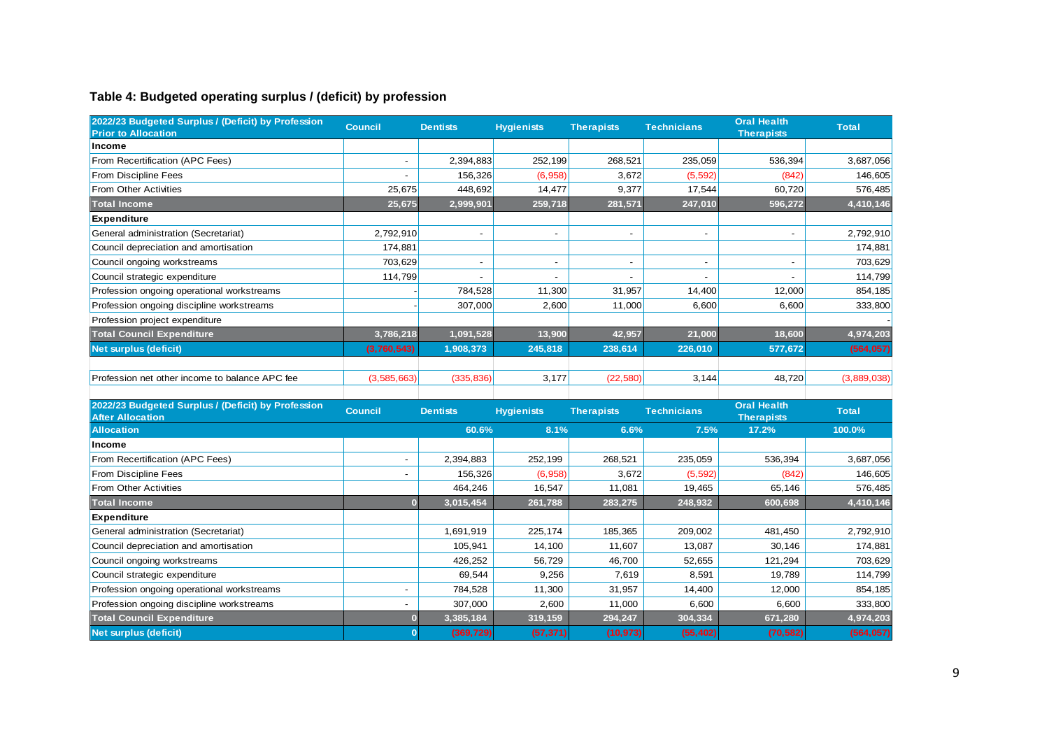**Table 4: Budgeted operating surplus / (deficit) by profession**

| 2022/23 Budgeted Surplus / (Deficit) by Profession Prior to Allocation | Council | Dentists | Hygienists | Therapists | Technicians | Oral Health Therapists | Total |
|---|---|---|---|---|---|---|---|
| **Income** | | | | | | | |
| From Recertification (APC Fees) | - | 2,394,883 | 252,199 | 268,521 | 235,059 | 536,394 | 3,687,056 |
| From Discipline Fees | - | 156,326 | (6,958) | 3,672 | (5,592) | (842) | 146,605 |
| From Other Activities | 25,675 | 448,692 | 14,477 | 9,377 | 17,544 | 60,720 | 576,485 |
| **Total Income** | **25,675** | **2,999,901** | **259,718** | **281,571** | **247,010** | **596,272** | **4,410,146** |
| **Expenditure** | | | | | | | |
| General administration (Secretariat) | 2,792,910 | - | - | - | - | - | 2,792,910 |
| Council depreciation and amortisation | 174,881 | | | | | | 174,881 |
| Council ongoing workstreams | 703,629 | - | - | - | - | - | 703,629 |
| Council strategic expenditure | 114,799 | - | - | - | - | - | 114,799 |
| Profession ongoing operational workstreams | - | 784,528 | 11,300 | 31,957 | 14,400 | 12,000 | 854,185 |
| Profession ongoing discipline workstreams | - | 307,000 | 2,600 | 11,000 | 6,600 | 6,600 | 333,800 |
| Profession project expenditure | | | | | | | - |
| **Total Council Expenditure** | **3,786,218** | **1,091,528** | **13,900** | **42,957** | **21,000** | **18,600** | **4,974,203** |
| **Net surplus (deficit)** | **(3,760,543)** | **1,908,373** | **245,818** | **238,614** | **226,010** | **577,672** | **(564,057)** |
| | | | | | | | |
| Profession net other income to balance APC fee | (3,585,663) | (335,836) | 3,177 | (22,580) | 3,144 | 48,720 | (3,889,038) |

| 2022/23 Budgeted Surplus / (Deficit) by Profession After Allocation | Council | Dentists | Hygienists | Therapists | Technicians | Oral Health Therapists | Total |
|---|---|---|---|---|---|---|---|
| **Allocation** | | **60.6%** | **8.1%** | **6.6%** | **7.5%** | **17.2%** | **100.0%** |
| **Income** | | | | | | | |
| From Recertification (APC Fees) | - | 2,394,883 | 252,199 | 268,521 | 235,059 | 536,394 | 3,687,056 |
| From Discipline Fees | - | 156,326 | (6,958) | 3,672 | (5,592) | (842) | 146,605 |
| From Other Activities | | 464,246 | 16,547 | 11,081 | 19,465 | 65,146 | 576,485 |
| **Total Income** | **0** | **3,015,454** | **261,788** | **283,275** | **248,932** | **600,698** | **4,410,146** |
| **Expenditure** | | | | | | | |
| General administration (Secretariat) | | 1,691,919 | 225,174 | 185,365 | 209,002 | 481,450 | 2,792,910 |
| Council depreciation and amortisation | | 105,941 | 14,100 | 11,607 | 13,087 | 30,146 | 174,881 |
| Council ongoing workstreams | | 426,252 | 56,729 | 46,700 | 52,655 | 121,294 | 703,629 |
| Council strategic expenditure | | 69,544 | 9,256 | 7,619 | 8,591 | 19,789 | 114,799 |
| Profession ongoing operational workstreams | - | 784,528 | 11,300 | 31,957 | 14,400 | 12,000 | 854,185 |
| Profession ongoing discipline workstreams | - | 307,000 | 2,600 | 11,000 | 6,600 | 6,600 | 333,800 |
| **Total Council Expenditure** | **0** | **3,385,184** | **319,159** | **294,247** | **304,334** | **671,280** | **4,974,203** |
| **Net surplus (deficit)** | **0** | **(369,729)** | **(57,371)** | **(10,973)** | **(55,402)** | **(70,582)** | **(564,057)** |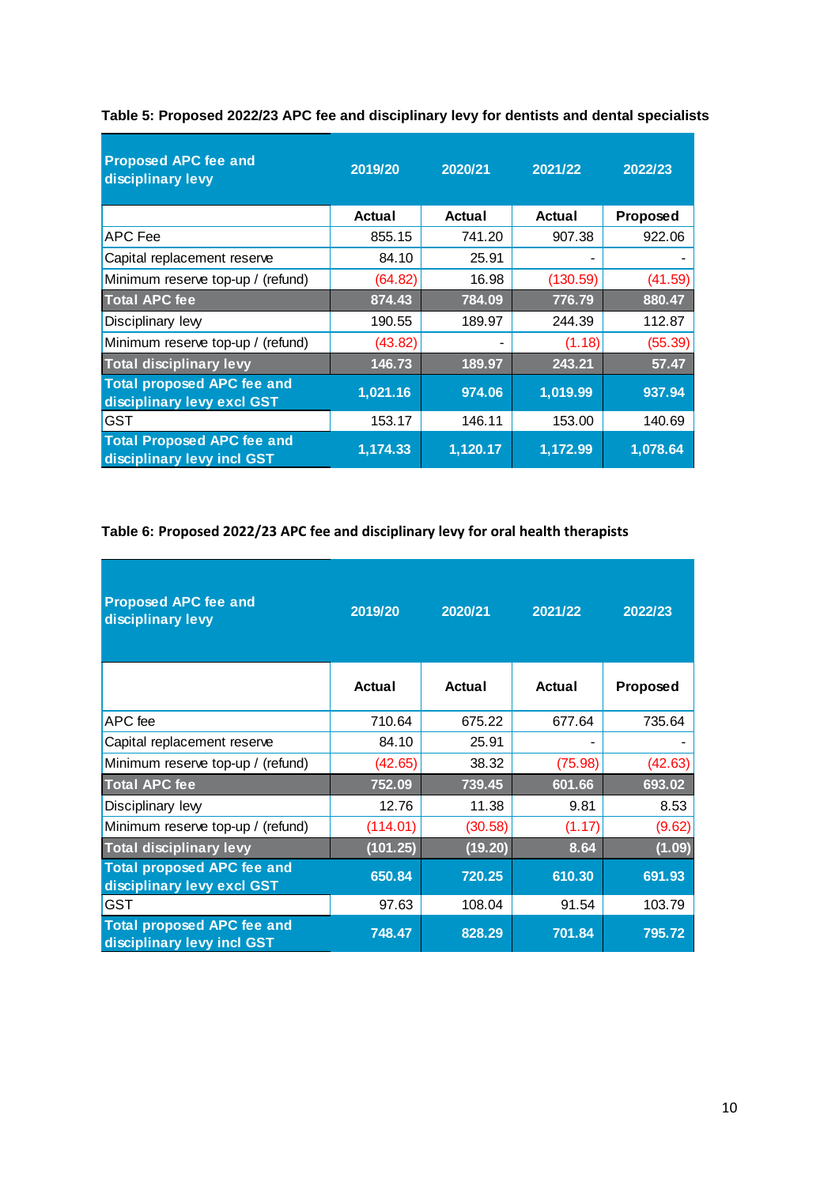**Table 5: Proposed 2022/23 APC fee and disciplinary levy for dentists and dental specialists**

| Proposed APC fee and disciplinary levy | 2019/20 | 2020/21 | 2021/22 | 2022/23 |
|---|---|---|---|---|
| | Actual | Actual | Actual | Proposed |
| APC Fee | 855.15 | 741.20 | 907.38 | 922.06 |
| Capital replacement reserve | 84.10 | 25.91 | - | - |
| Minimum reserve top-up / (refund) | (64.82) | 16.98 | (130.59) | (41.59) |
| **Total APC fee** | **874.43** | **784.09** | **776.79** | **880.47** |
| Disciplinary levy | 190.55 | 189.97 | 244.39 | 112.87 |
| Minimum reserve top-up / (refund) | (43.82) | - | (1.18) | (55.39) |
| **Total disciplinary levy** | **146.73** | **189.97** | **243.21** | **57.47** |
| **Total proposed APC fee and disciplinary levy excl GST** | **1,021.16** | **974.06** | **1,019.99** | **937.94** |
| GST | 153.17 | 146.11 | 153.00 | 140.69 |
| **Total Proposed APC fee and disciplinary levy incl GST** | **1,174.33** | **1,120.17** | **1,172.99** | **1,078.64** |

**Table 6: Proposed 2022/23 APC fee and disciplinary levy for oral health therapists**

| Proposed APC fee and disciplinary levy | 2019/20 | 2020/21 | 2021/22 | 2022/23 |
|---|---|---|---|---|
| | Actual | Actual | Actual | Proposed |
| APC fee | 710.64 | 675.22 | 677.64 | 735.64 |
| Capital replacement reserve | 84.10 | 25.91 | - | - |
| Minimum reserve top-up / (refund) | (42.65) | 38.32 | (75.98) | (42.63) |
| **Total APC fee** | **752.09** | **739.45** | **601.66** | **693.02** |
| Disciplinary levy | 12.76 | 11.38 | 9.81 | 8.53 |
| Minimum reserve top-up / (refund) | (114.01) | (30.58) | (1.17) | (9.62) |
| **Total disciplinary levy** | **(101.25)** | **(19.20)** | **8.64** | **(1.09)** |
| **Total proposed APC fee and disciplinary levy excl GST** | **650.84** | **720.25** | **610.30** | **691.93** |
| GST | 97.63 | 108.04 | 91.54 | 103.79 |
| **Total proposed APC fee and disciplinary levy incl GST** | **748.47** | **828.29** | **701.84** | **795.72** |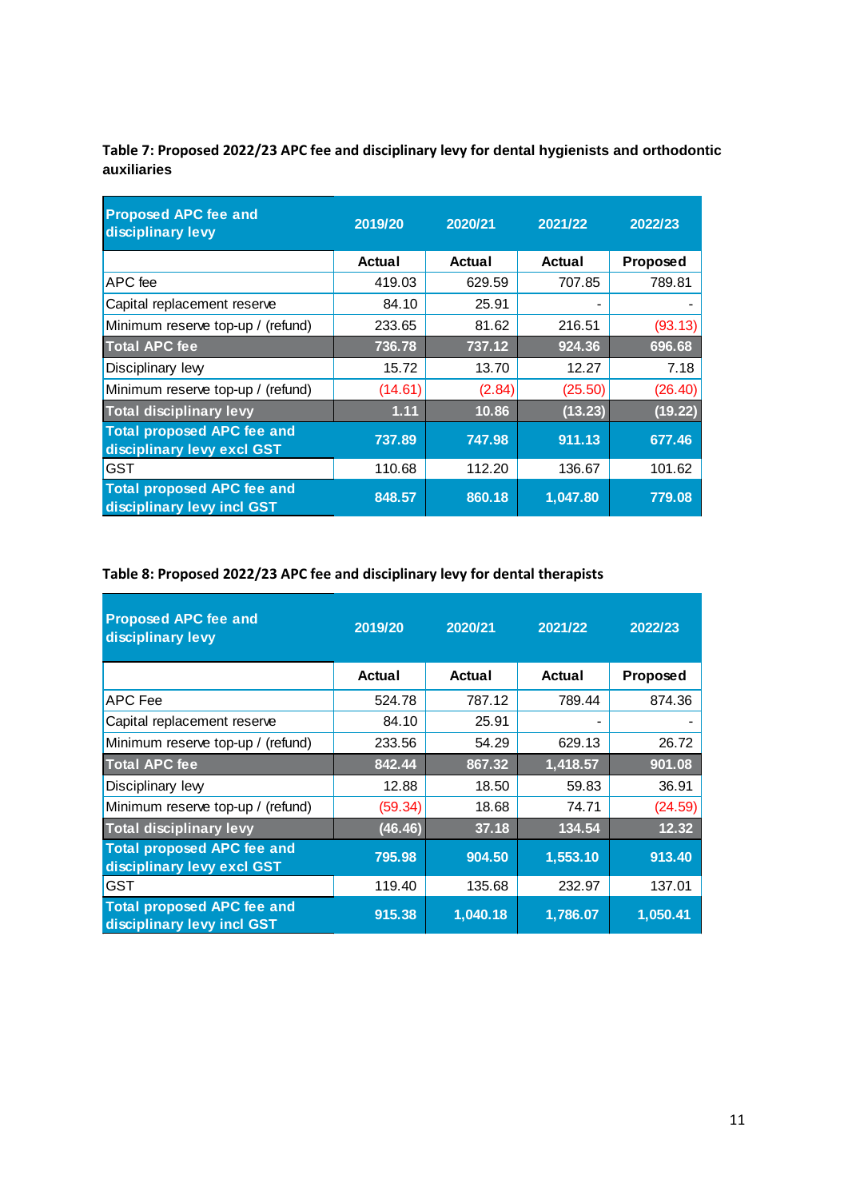**Table 7: Proposed 2022/23 APC fee and disciplinary levy for dental hygienists and orthodontic auxiliaries**

| Proposed APC fee and disciplinary levy | 2019/20 | 2020/21 | 2021/22 | 2022/23 |
|---|---|---|---|---|
| | Actual | Actual | Actual | Proposed |
| APC fee | 419.03 | 629.59 | 707.85 | 789.81 |
| Capital replacement reserve | 84.10 | 25.91 | - | - |
| Minimum reserve top-up / (refund) | 233.65 | 81.62 | 216.51 | (93.13) |
| **Total APC fee** | **736.78** | **737.12** | **924.36** | **696.68** |
| Disciplinary levy | 15.72 | 13.70 | 12.27 | 7.18 |
| Minimum reserve top-up / (refund) | (14.61) | (2.84) | (25.50) | (26.40) |
| **Total disciplinary levy** | **1.11** | **10.86** | **(13.23)** | **(19.22)** |
| **Total proposed APC fee and disciplinary levy excl GST** | **737.89** | **747.98** | **911.13** | **677.46** |
| GST | 110.68 | 112.20 | 136.67 | 101.62 |
| **Total proposed APC fee and disciplinary levy incl GST** | **848.57** | **860.18** | **1,047.80** | **779.08** |

**Table 8: Proposed 2022/23 APC fee and disciplinary levy for dental therapists**

| Proposed APC fee and disciplinary levy | 2019/20 | 2020/21 | 2021/22 | 2022/23 |
|---|---|---|---|---|
| | Actual | Actual | Actual | Proposed |
| APC Fee | 524.78 | 787.12 | 789.44 | 874.36 |
| Capital replacement reserve | 84.10 | 25.91 | - | - |
| Minimum reserve top-up / (refund) | 233.56 | 54.29 | 629.13 | 26.72 |
| **Total APC fee** | **842.44** | **867.32** | **1,418.57** | **901.08** |
| Disciplinary levy | 12.88 | 18.50 | 59.83 | 36.91 |
| Minimum reserve top-up / (refund) | (59.34) | 18.68 | 74.71 | (24.59) |
| **Total disciplinary levy** | **(46.46)** | **37.18** | **134.54** | **12.32** |
| **Total proposed APC fee and disciplinary levy excl GST** | **795.98** | **904.50** | **1,553.10** | **913.40** |
| GST | 119.40 | 135.68 | 232.97 | 137.01 |
| **Total proposed APC fee and disciplinary levy incl GST** | **915.38** | **1,040.18** | **1,786.07** | **1,050.41** |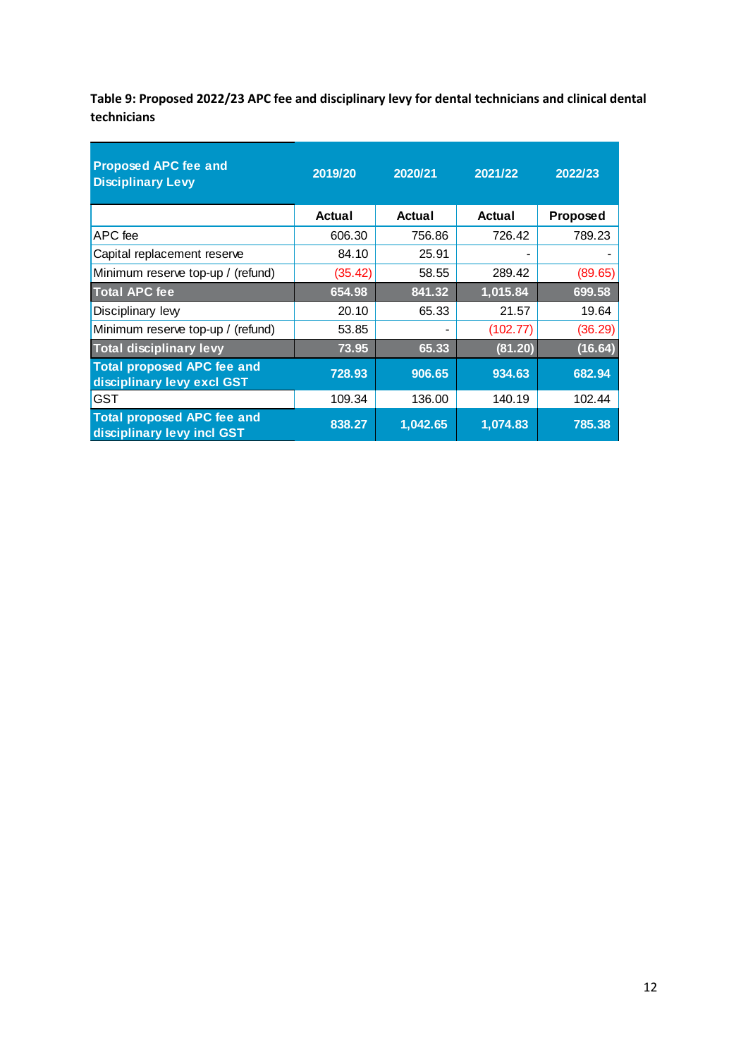**Table 9: Proposed 2022/23 APC fee and disciplinary levy for dental technicians and clinical dental technicians**

| Proposed APC fee and Disciplinary Levy | 2019/20 | 2020/21 | 2021/22 | 2022/23 |
|---|---|---|---|---|
| | Actual | Actual | Actual | Proposed |
| APC fee | 606.30 | 756.86 | 726.42 | 789.23 |
| Capital replacement reserve | 84.10 | 25.91 | - | - |
| Minimum reserve top-up / (refund) | (35.42) | 58.55 | 289.42 | (89.65) |
| **Total APC fee** | **654.98** | **841.32** | **1,015.84** | **699.58** |
| Disciplinary levy | 20.10 | 65.33 | 21.57 | 19.64 |
| Minimum reserve top-up / (refund) | 53.85 | - | (102.77) | (36.29) |
| **Total disciplinary levy** | **73.95** | **65.33** | **(81.20)** | **(16.64)** |
| **Total proposed APC fee and disciplinary levy excl GST** | **728.93** | **906.65** | **934.63** | **682.94** |
| GST | 109.34 | 136.00 | 140.19 | 102.44 |
| **Total proposed APC fee and disciplinary levy incl GST** | **838.27** | **1,042.65** | **1,074.83** | **785.38** |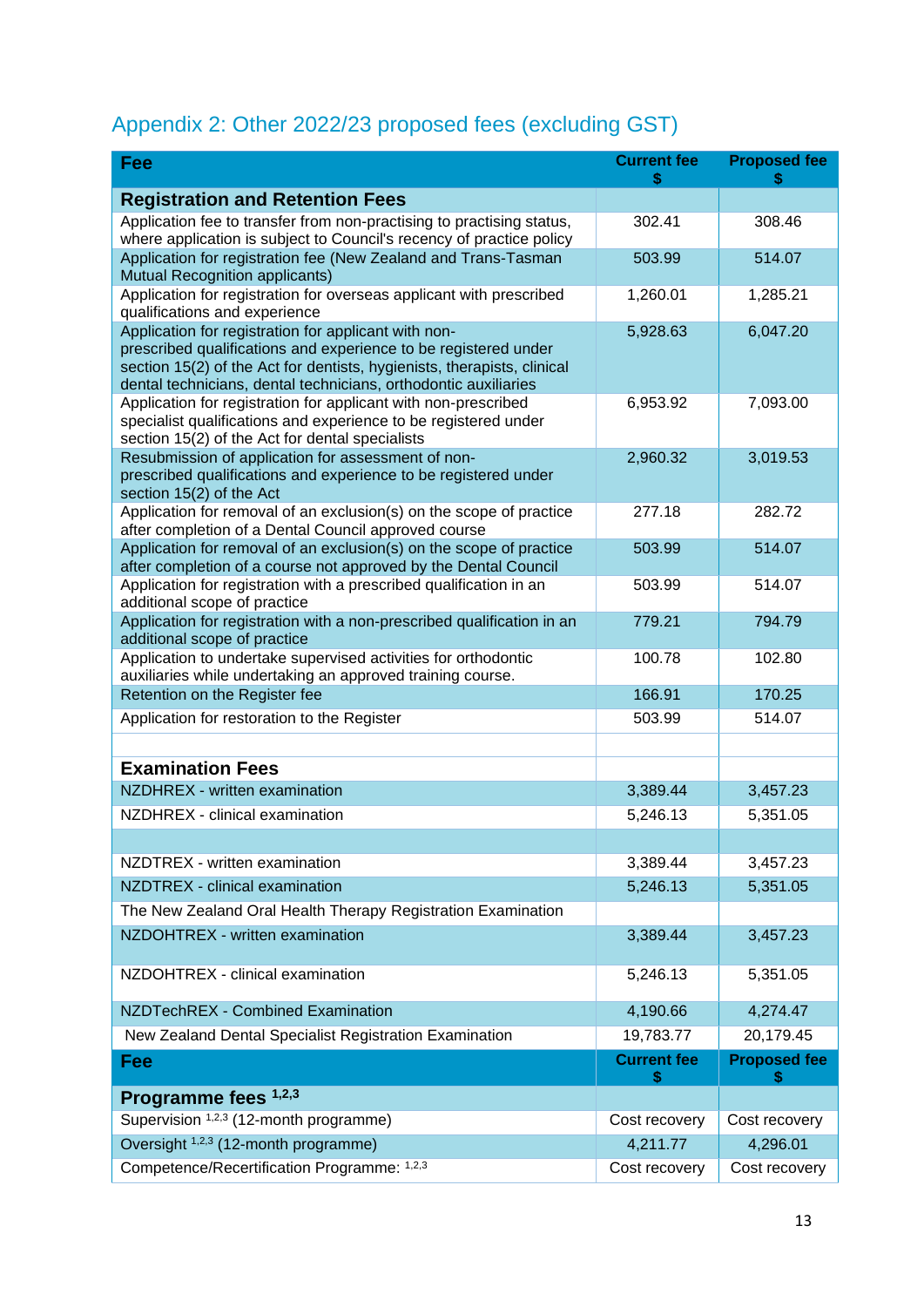## Appendix 2: Other 2022/23 proposed fees (excluding GST)

| Fee | Current fee $ | Proposed fee $ |
|---|---|---|
| **Registration and Retention Fees** | | |
| Application fee to transfer from non-practising to practising status, where application is subject to Council's recency of practice policy | 302.41 | 308.46 |
| Application for registration fee (New Zealand and Trans-Tasman Mutual Recognition applicants) | 503.99 | 514.07 |
| Application for registration for overseas applicant with prescribed qualifications and experience | 1,260.01 | 1,285.21 |
| Application for registration for applicant with non-prescribed qualifications and experience to be registered under section 15(2) of the Act for dentists, hygienists, therapists, clinical dental technicians, dental technicians, orthodontic auxiliaries | 5,928.63 | 6,047.20 |
| Application for registration for applicant with non-prescribed specialist qualifications and experience to be registered under section 15(2) of the Act for dental specialists | 6,953.92 | 7,093.00 |
| Resubmission of application for assessment of non-prescribed qualifications and experience to be registered under section 15(2) of the Act | 2,960.32 | 3,019.53 |
| Application for removal of an exclusion(s) on the scope of practice after completion of a Dental Council approved course | 277.18 | 282.72 |
| Application for removal of an exclusion(s) on the scope of practice after completion of a course not approved by the Dental Council | 503.99 | 514.07 |
| Application for registration with a prescribed qualification in an additional scope of practice | 503.99 | 514.07 |
| Application for registration with a non-prescribed qualification in an additional scope of practice | 779.21 | 794.79 |
| Application to undertake supervised activities for orthodontic auxiliaries while undertaking an approved training course. | 100.78 | 102.80 |
| Retention on the Register fee | 166.91 | 170.25 |
| Application for restoration to the Register | 503.99 | 514.07 |
| | | |
| **Examination Fees** | | |
| NZDHREX - written examination | 3,389.44 | 3,457.23 |
| NZDHREX - clinical examination | 5,246.13 | 5,351.05 |
| | | |
| NZDTREX - written examination | 3,389.44 | 3,457.23 |
| NZDTREX - clinical examination | 5,246.13 | 5,351.05 |
| The New Zealand Oral Health Therapy Registration Examination | | |
| NZDOHTREX - written examination | 3,389.44 | 3,457.23 |
| NZDOHTREX - clinical examination | 5,246.13 | 5,351.05 |
| NZDTechREX - Combined Examination | 4,190.66 | 4,274.47 |
| New Zealand Dental Specialist Registration Examination | 19,783.77 | 20,179.45 |
| **Fee** | **Current fee $** | **Proposed fee $** |
| **Programme fees [1,2,3]** | | |
| Supervision [1,2,3] (12-month programme) | Cost recovery | Cost recovery |
| Oversight [1,2,3] (12-month programme) | 4,211.77 | 4,296.01 |
| Competence/Recertification Programme: [1,2,3] | Cost recovery | Cost recovery |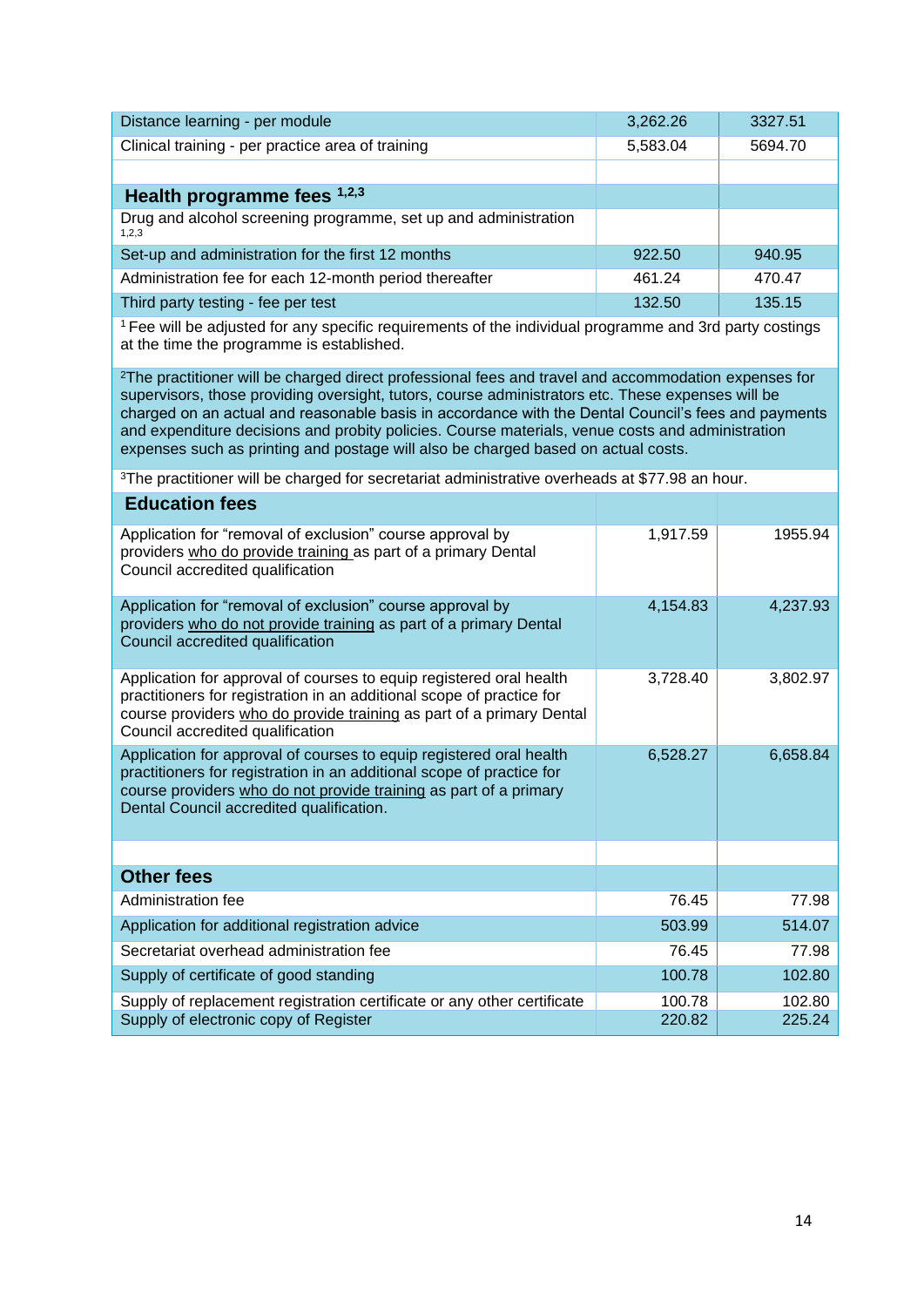| | | |
|---|---|---|
| Distance learning - per module | 3,262.26 | 3327.51 |
| Clinical training - per practice area of training | 5,583.04 | 5694.70 |
| | | |
| **Health programme fees [1,2,3]** | | |
| Drug and alcohol screening programme, set up and administration [1,2,3] | | |
| Set-up and administration for the first 12 months | 922.50 | 940.95 |
| Administration fee for each 12-month period thereafter | 461.24 | 470.47 |
| Third party testing - fee per test | 132.50 | 135.15 |
| [1] Fee will be adjusted for any specific requirements of the individual programme and 3rd party costings at the time the programme is established. | | |
| [2] The practitioner will be charged direct professional fees and travel and accommodation expenses for supervisors, those providing oversight, tutors, course administrators etc. These expenses will be charged on an actual and reasonable basis in accordance with the Dental Council's fees and payments and expenditure decisions and probity policies. Course materials, venue costs and administration expenses such as printing and postage will also be charged based on actual costs. | | |
| [3] The practitioner will be charged for secretariat administrative overheads at $77.98 an hour. | | |
| **Education fees** | | |
| Application for "removal of exclusion" course approval by providers who do provide training as part of a primary Dental Council accredited qualification | 1,917.59 | 1955.94 |
| Application for "removal of exclusion" course approval by providers who do not provide training as part of a primary Dental Council accredited qualification | 4,154.83 | 4,237.93 |
| Application for approval of courses to equip registered oral health practitioners for registration in an additional scope of practice for course providers who do provide training as part of a primary Dental Council accredited qualification | 3,728.40 | 3,802.97 |
| Application for approval of courses to equip registered oral health practitioners for registration in an additional scope of practice for course providers who do not provide training as part of a primary Dental Council accredited qualification. | 6,528.27 | 6,658.84 |
| | | |
| **Other fees** | | |
| Administration fee | 76.45 | 77.98 |
| Application for additional registration advice | 503.99 | 514.07 |
| Secretariat overhead administration fee | 76.45 | 77.98 |
| Supply of certificate of good standing | 100.78 | 102.80 |
| Supply of replacement registration certificate or any other certificate | 100.78 | 102.80 |
| Supply of electronic copy of Register | 220.82 | 225.24 |